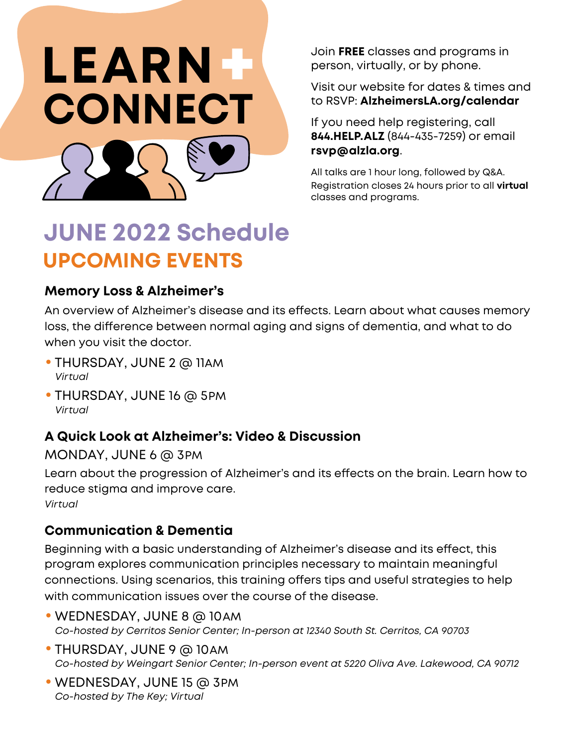# LEARN + CONNECT

Join **FREE** classes and programs in person, virtually, or by phone.

Visit our website for dates & times and to RSVP: **AlzheimersLA.org/calendar**

If you need help registering, call **844.HELP.ALZ** (844-435-7259) or email **rsvp@alzla.org**.

All talks are 1 hour long, followed by Q&A. Registration closes 24 hours prior to all **virtual** classes and programs.

## JUNE 2022 Schedule

## UPCOMING EVENTS

### Memory Loss & Alzheimer's

An overview of Alzheimer's disease and its effects. Learn about what causes memory loss, the difference between normal aging and signs of dementia, and what to do when you visit the doctor.

- THURSDAY, JUNE 2 @ 11AM
  *Virtual*
- THURSDAY, JUNE 16 @ 5PM
  *Virtual*

### A Quick Look at Alzheimer's: Video & Discussion

MONDAY, JUNE 6 @ 3PM

Learn about the progression of Alzheimer's and its effects on the brain. Learn how to reduce stigma and improve care.

*Virtual*

### Communication & Dementia

Beginning with a basic understanding of Alzheimer's disease and its effect, this program explores communication principles necessary to maintain meaningful connections. Using scenarios, this training offers tips and useful strategies to help with communication issues over the course of the disease.

- WEDNESDAY, JUNE 8 @ 10AM
  *Co-hosted by Cerritos Senior Center; In-person at 12340 South St. Cerritos, CA 90703*
- THURSDAY, JUNE 9 @ 10AM
  *Co-hosted by Weingart Senior Center; In-person event at 5220 Oliva Ave. Lakewood, CA 90712*
- WEDNESDAY, JUNE 15 @ 3PM
  *Co-hosted by The Key; Virtual*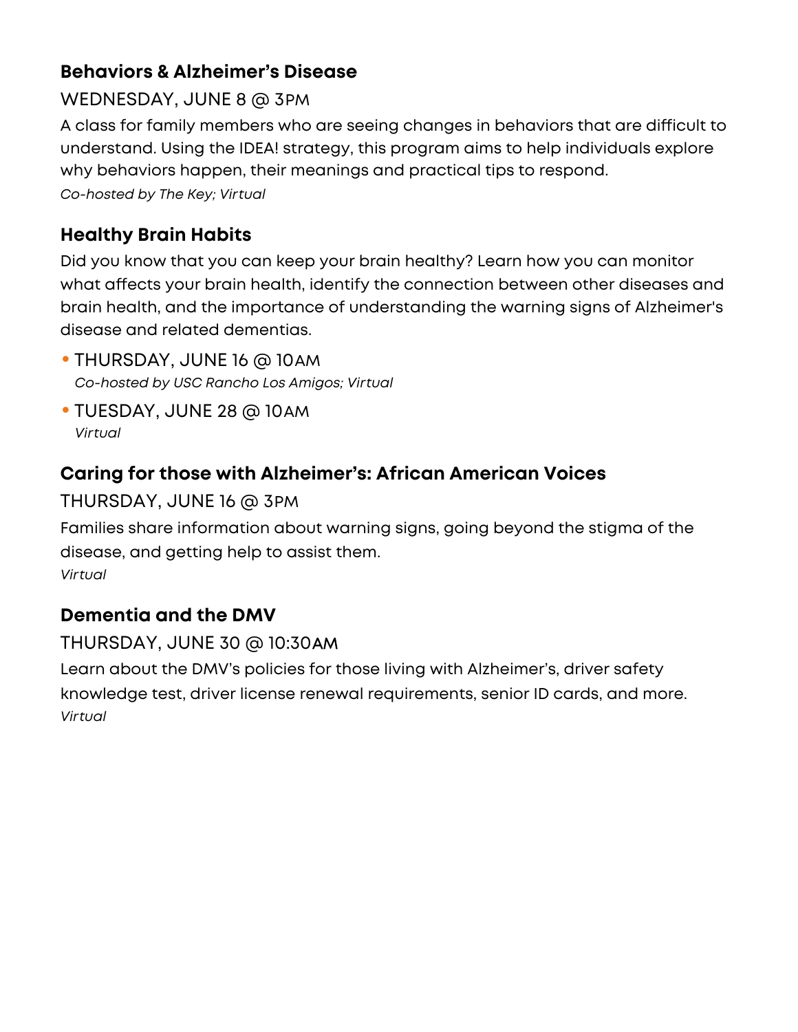### Behaviors & Alzheimer's Disease

WEDNESDAY, JUNE 8 @ 3PM

A class for family members who are seeing changes in behaviors that are difficult to understand. Using the IDEA! strategy, this program aims to help individuals explore why behaviors happen, their meanings and practical tips to respond.

*Co-hosted by The Key; Virtual*

### Healthy Brain Habits

Did you know that you can keep your brain healthy? Learn how you can monitor what affects your brain health, identify the connection between other diseases and brain health, and the importance of understanding the warning signs of Alzheimer's disease and related dementias.

- THURSDAY, JUNE 16 @ 10AM
  *Co-hosted by USC Rancho Los Amigos; Virtual*
- TUESDAY, JUNE 28 @ 10AM
  *Virtual*

### Caring for those with Alzheimer's: African American Voices

THURSDAY, JUNE 16 @ 3PM

Families share information about warning signs, going beyond the stigma of the disease, and getting help to assist them.

*Virtual*

### Dementia and the DMV

THURSDAY, JUNE 30 @ 10:30AM

Learn about the DMV's policies for those living with Alzheimer's, driver safety knowledge test, driver license renewal requirements, senior ID cards, and more.

*Virtual*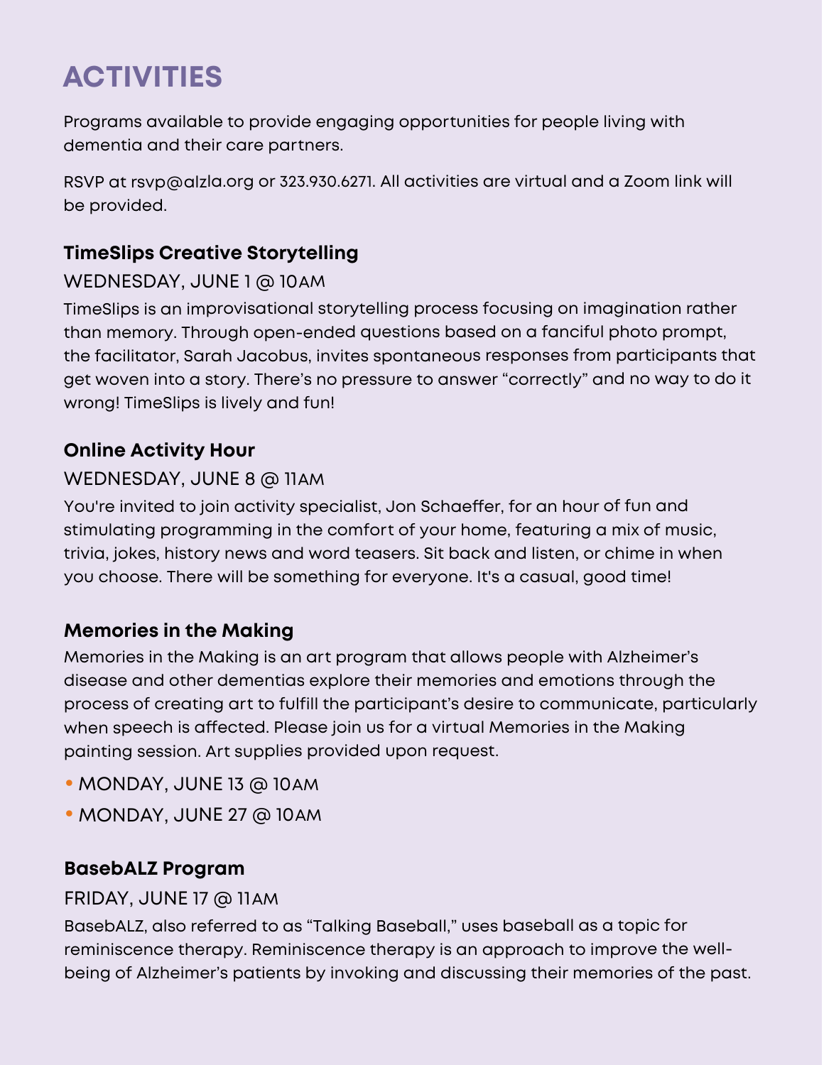# ACTIVITIES

Programs available to provide engaging opportunities for people living with dementia and their care partners.

RSVP at rsvp@alzla.org or 323.930.6271. All activities are virtual and a Zoom link will be provided.

### TimeSlips Creative Storytelling

WEDNESDAY, JUNE 1 @ 10AM

TimeSlips is an improvisational storytelling process focusing on imagination rather than memory. Through open-ended questions based on a fanciful photo prompt, the facilitator, Sarah Jacobus, invites spontaneous responses from participants that get woven into a story. There's no pressure to answer "correctly" and no way to do it wrong! TimeSlips is lively and fun!

### Online Activity Hour

WEDNESDAY, JUNE 8 @ 11AM

You're invited to join activity specialist, Jon Schaeffer, for an hour of fun and stimulating programming in the comfort of your home, featuring a mix of music, trivia, jokes, history news and word teasers. Sit back and listen, or chime in when you choose. There will be something for everyone. It's a casual, good time!

### Memories in the Making

Memories in the Making is an art program that allows people with Alzheimer's disease and other dementias explore their memories and emotions through the process of creating art to fulfill the participant's desire to communicate, particularly when speech is affected. Please join us for a virtual Memories in the Making painting session. Art supplies provided upon request.

- MONDAY, JUNE 13 @ 10AM
- MONDAY, JUNE 27 @ 10AM

### BasebALZ Program

FRIDAY, JUNE 17 @ 11AM

BasebALZ, also referred to as "Talking Baseball," uses baseball as a topic for reminiscence therapy. Reminiscence therapy is an approach to improve the well-being of Alzheimer's patients by invoking and discussing their memories of the past.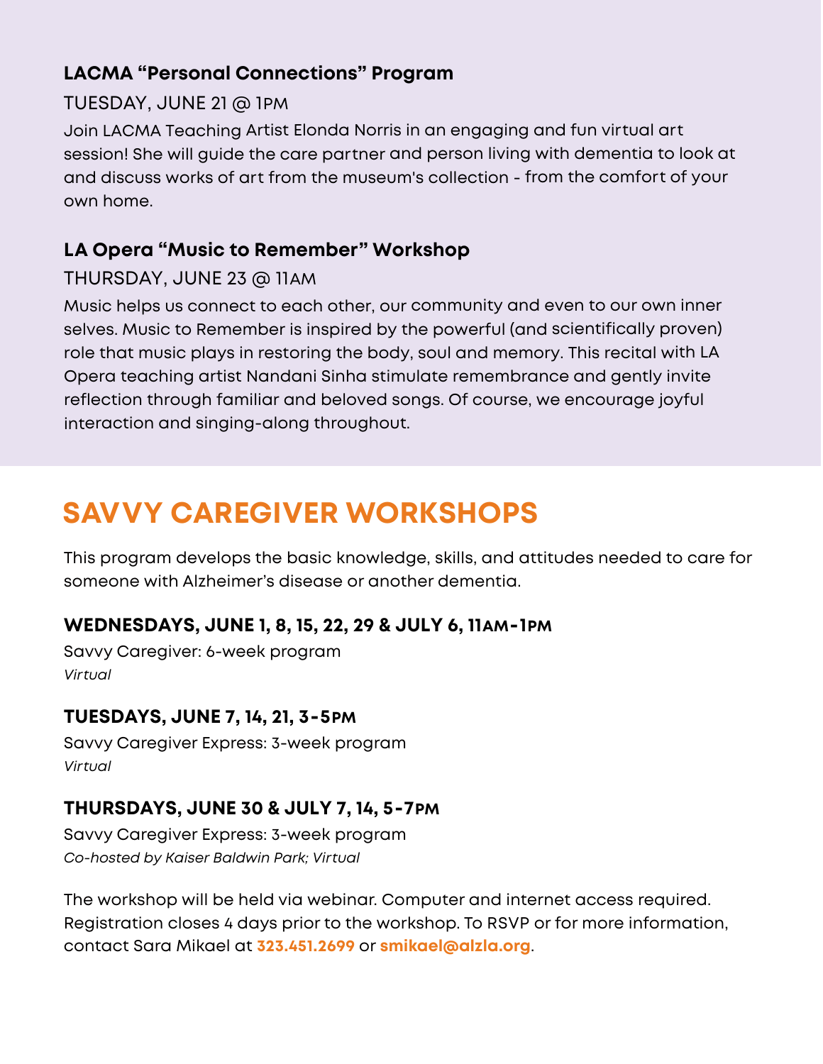### LACMA "Personal Connections" Program

TUESDAY, JUNE 21 @ 1PM

Join LACMA Teaching Artist Elonda Norris in an engaging and fun virtual art session! She will guide the care partner and person living with dementia to look at and discuss works of art from the museum's collection - from the comfort of your own home.

### LA Opera "Music to Remember" Workshop

THURSDAY, JUNE 23 @ 11AM

Music helps us connect to each other, our community and even to our own inner selves. Music to Remember is inspired by the powerful (and scientifically proven) role that music plays in restoring the body, soul and memory. This recital with LA Opera teaching artist Nandani Sinha stimulate remembrance and gently invite reflection through familiar and beloved songs. Of course, we encourage joyful interaction and singing-along throughout.

## SAVVY CAREGIVER WORKSHOPS

This program develops the basic knowledge, skills, and attitudes needed to care for someone with Alzheimer's disease or another dementia.

**WEDNESDAYS, JUNE 1, 8, 15, 22, 29 & JULY 6, 11AM-1PM**

Savvy Caregiver: 6-week program
*Virtual*

**TUESDAYS, JUNE 7, 14, 21, 3-5PM**

Savvy Caregiver Express: 3-week program
*Virtual*

**THURSDAYS, JUNE 30 & JULY 7, 14, 5-7PM**

Savvy Caregiver Express: 3-week program
*Co-hosted by Kaiser Baldwin Park; Virtual*

The workshop will be held via webinar. Computer and internet access required. Registration closes 4 days prior to the workshop. To RSVP or for more information, contact Sara Mikael at **323.451.2699** or **smikael@alzla.org**.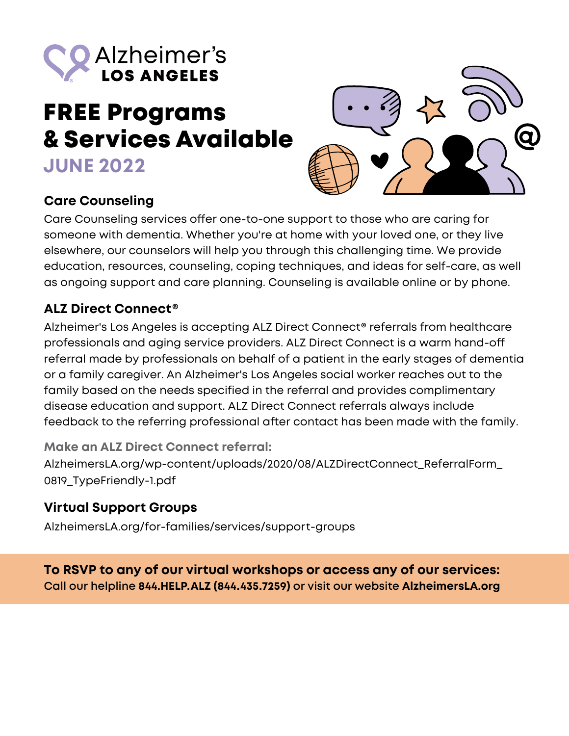Alzheimer's LOS ANGELES

# FREE Programs & Services Available

## JUNE 2022

### Care Counseling

Care Counseling services offer one-to-one support to those who are caring for someone with dementia. Whether you're at home with your loved one, or they live elsewhere, our counselors will help you through this challenging time. We provide education, resources, counseling, coping techniques, and ideas for self-care, as well as ongoing support and care planning. Counseling is available online or by phone.

### ALZ Direct Connect®

Alzheimer's Los Angeles is accepting ALZ Direct Connect® referrals from healthcare professionals and aging service providers. ALZ Direct Connect is a warm hand-off referral made by professionals on behalf of a patient in the early stages of dementia or a family caregiver. An Alzheimer's Los Angeles social worker reaches out to the family based on the needs specified in the referral and provides complimentary disease education and support. ALZ Direct Connect referrals always include feedback to the referring professional after contact has been made with the family.

**Make an ALZ Direct Connect referral:**
AlzheimersLA.org/wp-content/uploads/2020/08/ALZDirectConnect_ReferralForm_0819_TypeFriendly-1.pdf

### Virtual Support Groups

AlzheimersLA.org/for-families/services/support-groups

**To RSVP to any of our virtual workshops or access any of our services:**
Call our helpline **844.HELP.ALZ (844.435.7259)** or visit our website **AlzheimersLA.org**